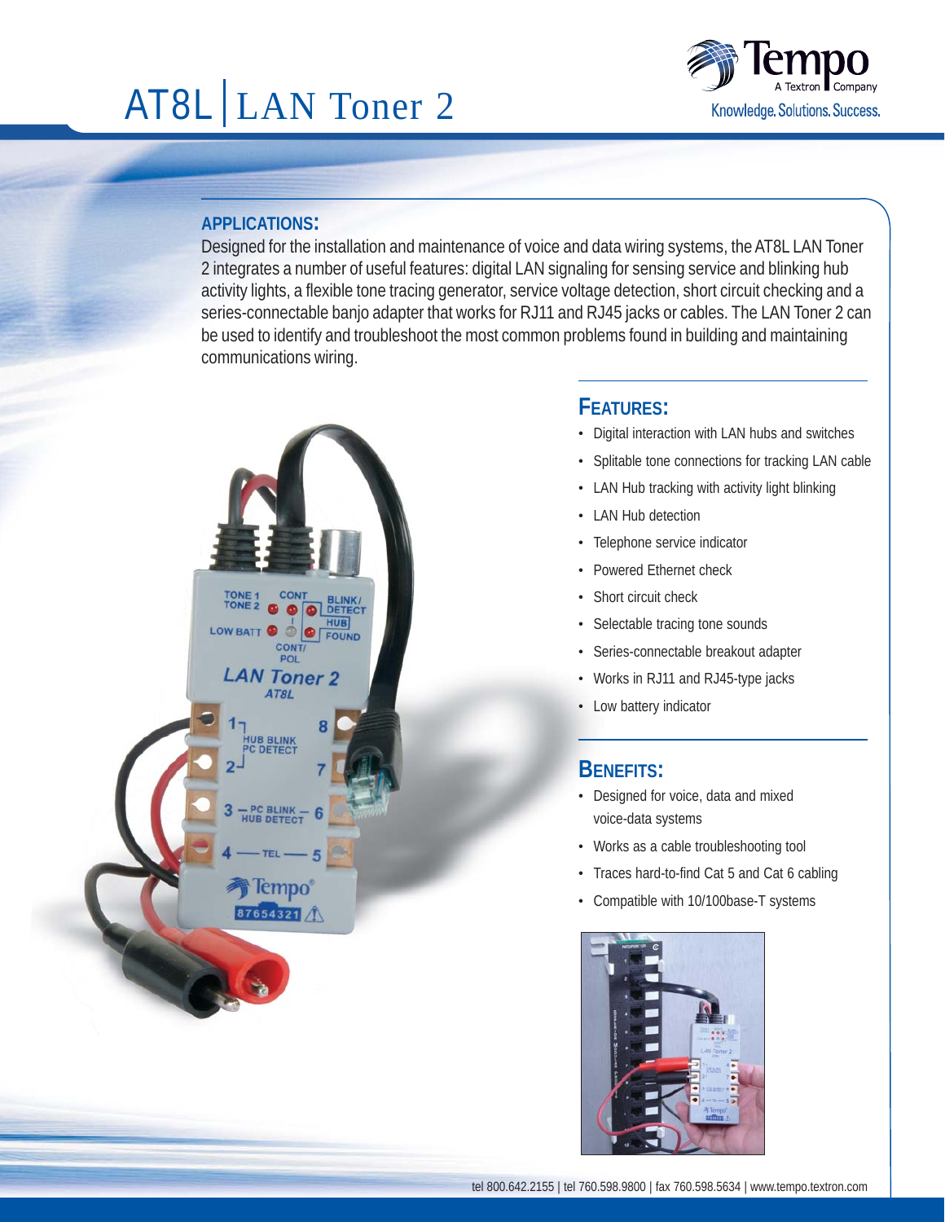# AT8L | LAN Toner 2

Tempo
A Textron Company
Knowledge. Solutions. Success.

## APPLICATIONS:

Designed for the installation and maintenance of voice and data wiring systems, the AT8L LAN Toner 2 integrates a number of useful features: digital LAN signaling for sensing service and blinking hub activity lights, a flexible tone tracing generator, service voltage detection, short circuit checking and a series-connectable banjo adapter that works for RJ11 and RJ45 jacks or cables. The LAN Toner 2 can be used to identify and troubleshoot the most common problems found in building and maintaining communications wiring.

## FEATURES:

- Digital interaction with LAN hubs and switches
- Splitable tone connections for tracking LAN cable
- LAN Hub tracking with activity light blinking
- LAN Hub detection
- Telephone service indicator
- Powered Ethernet check
- Short circuit check
- Selectable tracing tone sounds
- Series-connectable breakout adapter
- Works in RJ11 and RJ45-type jacks
- Low battery indicator

## BENEFITS:

- Designed for voice, data and mixed voice-data systems
- Works as a cable troubleshooting tool
- Traces hard-to-find Cat 5 and Cat 6 cabling
- Compatible with 10/100base-T systems

tel 800.642.2155 | tel 760.598.9800 | fax 760.598.5634 | www.tempo.textron.com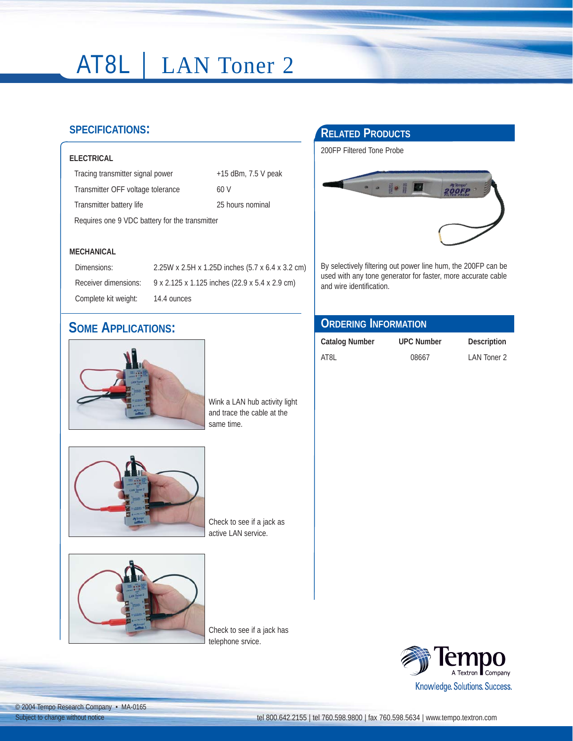# AT8L | LAN Toner 2

## SPECIFICATIONS:

### ELECTRICAL

| | |
|---|---|
| Tracing transmitter signal power | +15 dBm, 7.5 V peak |
| Transmitter OFF voltage tolerance | 60 V |
| Transmitter battery life | 25 hours nominal |

Requires one 9 VDC battery for the transmitter

### MECHANICAL

| | |
|---|---|
| Dimensions: | 2.25W x 2.5H x 1.25D inches (5.7 x 6.4 x 3.2 cm) |
| Receiver dimensions: | 9 x 2.125 x 1.125 inches (22.9 x 5.4 x 2.9 cm) |
| Complete kit weight: | 14.4 ounces |

## SOME APPLICATIONS:

Wink a LAN hub activity light and trace the cable at the same time.

Check to see if a jack as active LAN service.

Check to see if a jack has telephone srvice.

## RELATED PRODUCTS

200FP Filtered Tone Probe

By selectively filtering out power line hum, the 200FP can be used with any tone generator for faster, more accurate cable and wire identification.

## ORDERING INFORMATION

| Catalog Number | UPC Number | Description |
|---|---|---|
| AT8L | 08667 | LAN Toner 2 |

Tempo A Textron Company

Knowledge. Solutions. Success.

© 2004 Tempo Research Company • MA-0165
Subject to change without notice

tel 800.642.2155 | tel 760.598.9800 | fax 760.598.5634 | www.tempo.textron.com